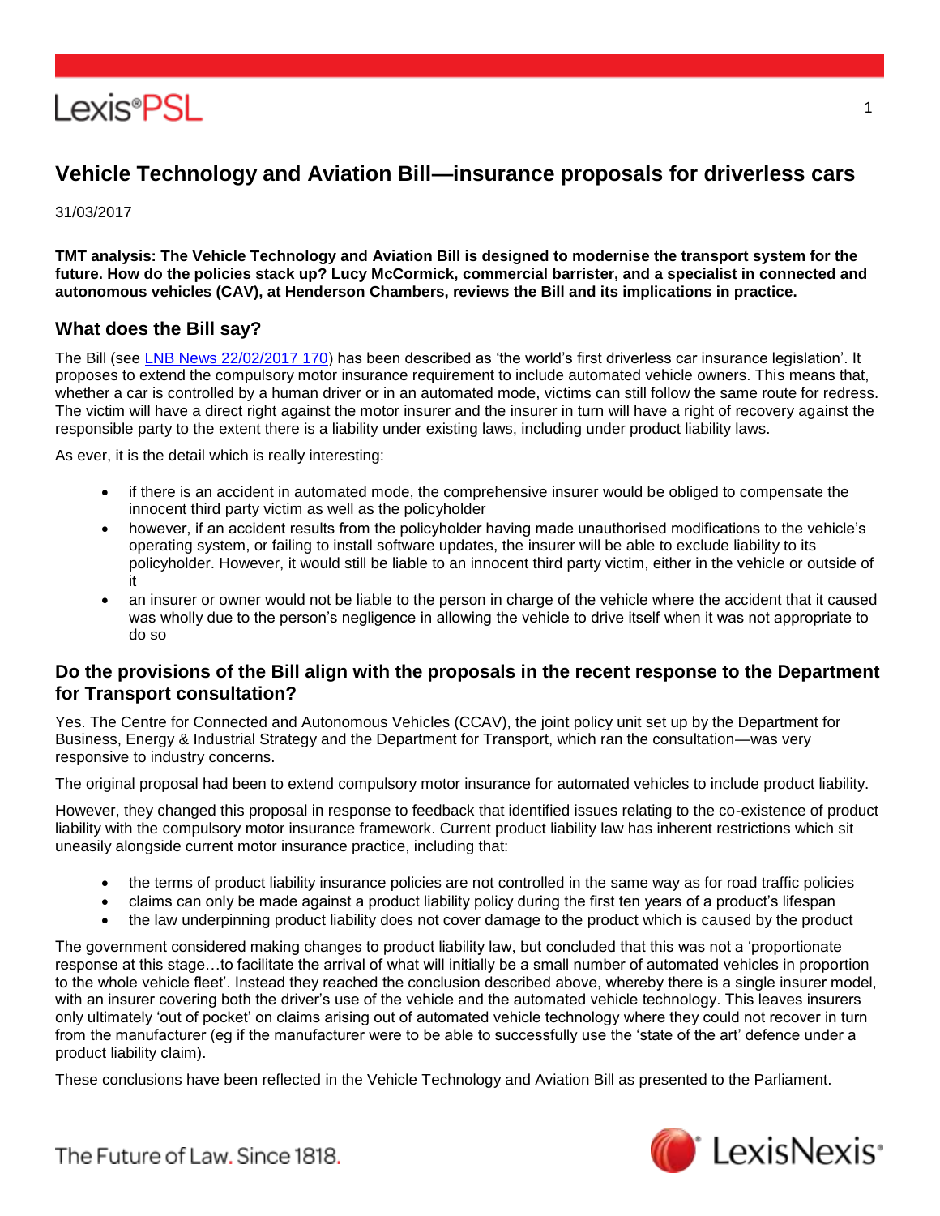# Vehicle Technology and Aviation Bill—insurance proposals for driverless cars

31/03/2017

**TMT analysis: The Vehicle Technology and Aviation Bill is designed to modernise the transport system for the future. How do the policies stack up? Lucy McCormick, commercial barrister, and a specialist in connected and autonomous vehicles (CAV), at Henderson Chambers, reviews the Bill and its implications in practice.**

## What does the Bill say?

The Bill (see LNB News 22/02/2017 170) has been described as 'the world's first driverless car insurance legislation'. It proposes to extend the compulsory motor insurance requirement to include automated vehicle owners. This means that, whether a car is controlled by a human driver or in an automated mode, victims can still follow the same route for redress. The victim will have a direct right against the motor insurer and the insurer in turn will have a right of recovery against the responsible party to the extent there is a liability under existing laws, including under product liability laws.

As ever, it is the detail which is really interesting:

- if there is an accident in automated mode, the comprehensive insurer would be obliged to compensate the innocent third party victim as well as the policyholder
- however, if an accident results from the policyholder having made unauthorised modifications to the vehicle's operating system, or failing to install software updates, the insurer will be able to exclude liability to its policyholder. However, it would still be liable to an innocent third party victim, either in the vehicle or outside of it
- an insurer or owner would not be liable to the person in charge of the vehicle where the accident that it caused was wholly due to the person's negligence in allowing the vehicle to drive itself when it was not appropriate to do so

## Do the provisions of the Bill align with the proposals in the recent response to the Department for Transport consultation?

Yes. The Centre for Connected and Autonomous Vehicles (CCAV), the joint policy unit set up by the Department for Business, Energy & Industrial Strategy and the Department for Transport, which ran the consultation—was very responsive to industry concerns.

The original proposal had been to extend compulsory motor insurance for automated vehicles to include product liability.

However, they changed this proposal in response to feedback that identified issues relating to the co-existence of product liability with the compulsory motor insurance framework. Current product liability law has inherent restrictions which sit uneasily alongside current motor insurance practice, including that:

- the terms of product liability insurance policies are not controlled in the same way as for road traffic policies
- claims can only be made against a product liability policy during the first ten years of a product's lifespan
- the law underpinning product liability does not cover damage to the product which is caused by the product

The government considered making changes to product liability law, but concluded that this was not a 'proportionate response at this stage…to facilitate the arrival of what will initially be a small number of automated vehicles in proportion to the whole vehicle fleet'. Instead they reached the conclusion described above, whereby there is a single insurer model, with an insurer covering both the driver's use of the vehicle and the automated vehicle technology. This leaves insurers only ultimately 'out of pocket' on claims arising out of automated vehicle technology where they could not recover in turn from the manufacturer (eg if the manufacturer were to be able to successfully use the 'state of the art' defence under a product liability claim).

These conclusions have been reflected in the Vehicle Technology and Aviation Bill as presented to the Parliament.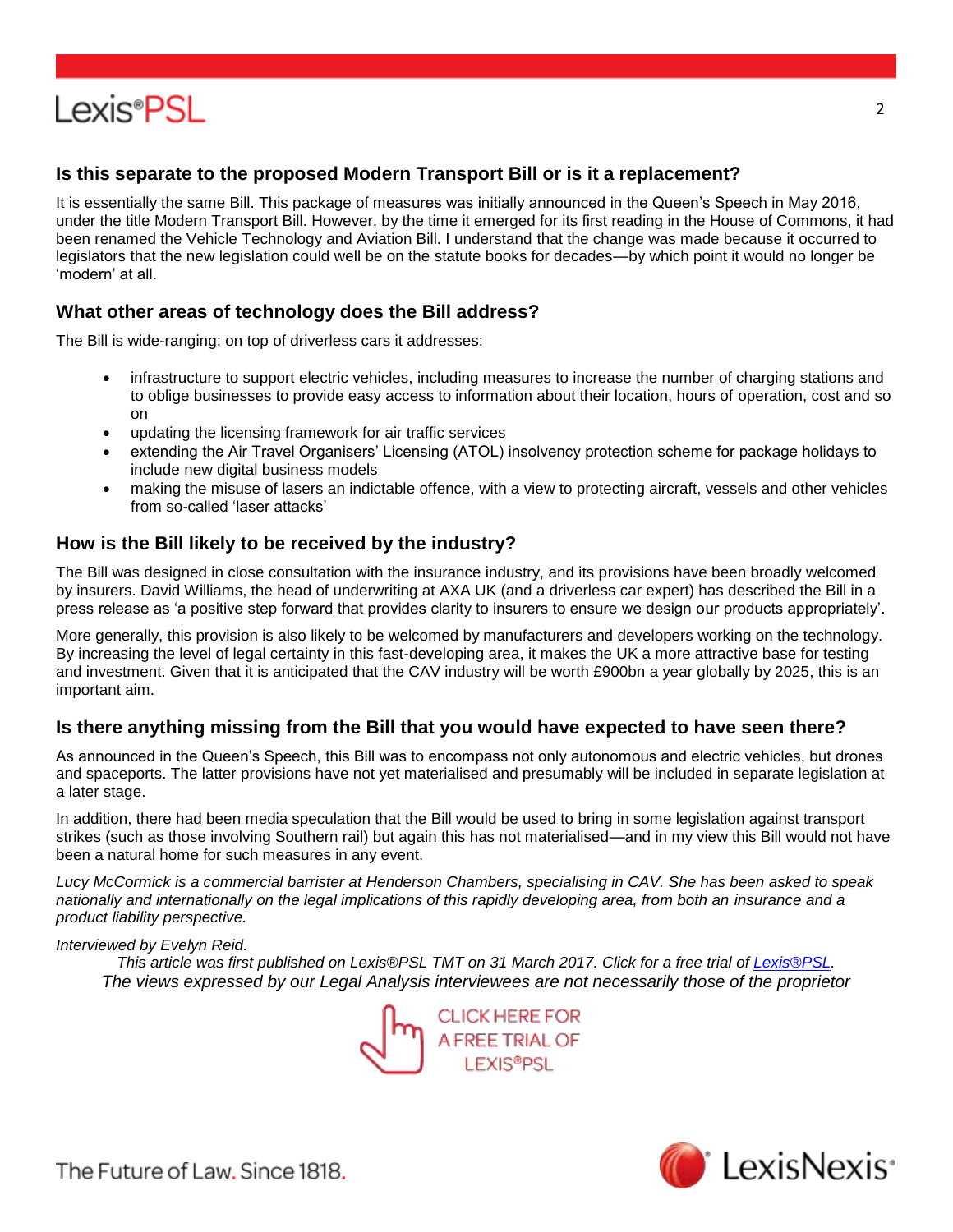## Is this separate to the proposed Modern Transport Bill or is it a replacement?

It is essentially the same Bill. This package of measures was initially announced in the Queen's Speech in May 2016, under the title Modern Transport Bill. However, by the time it emerged for its first reading in the House of Commons, it had been renamed the Vehicle Technology and Aviation Bill. I understand that the change was made because it occurred to legislators that the new legislation could well be on the statute books for decades—by which point it would no longer be 'modern' at all.

## What other areas of technology does the Bill address?

The Bill is wide-ranging; on top of driverless cars it addresses:

- infrastructure to support electric vehicles, including measures to increase the number of charging stations and to oblige businesses to provide easy access to information about their location, hours of operation, cost and so on
- updating the licensing framework for air traffic services
- extending the Air Travel Organisers' Licensing (ATOL) insolvency protection scheme for package holidays to include new digital business models
- making the misuse of lasers an indictable offence, with a view to protecting aircraft, vessels and other vehicles from so-called 'laser attacks'

## How is the Bill likely to be received by the industry?

The Bill was designed in close consultation with the insurance industry, and its provisions have been broadly welcomed by insurers. David Williams, the head of underwriting at AXA UK (and a driverless car expert) has described the Bill in a press release as 'a positive step forward that provides clarity to insurers to ensure we design our products appropriately'.

More generally, this provision is also likely to be welcomed by manufacturers and developers working on the technology. By increasing the level of legal certainty in this fast-developing area, it makes the UK a more attractive base for testing and investment. Given that it is anticipated that the CAV industry will be worth £900bn a year globally by 2025, this is an important aim.

## Is there anything missing from the Bill that you would have expected to have seen there?

As announced in the Queen's Speech, this Bill was to encompass not only autonomous and electric vehicles, but drones and spaceports. The latter provisions have not yet materialised and presumably will be included in separate legislation at a later stage.

In addition, there had been media speculation that the Bill would be used to bring in some legislation against transport strikes (such as those involving Southern rail) but again this has not materialised—and in my view this Bill would not have been a natural home for such measures in any event.

*Lucy McCormick is a commercial barrister at Henderson Chambers, specialising in CAV. She has been asked to speak nationally and internationally on the legal implications of this rapidly developing area, from both an insurance and a product liability perspective.*

*Interviewed by Evelyn Reid.*

*This article was first published on Lexis®PSL TMT on 31 March 2017. Click for a free trial of Lexis®PSL.*

*The views expressed by our Legal Analysis interviewees are not necessarily those of the proprietor*

CLICK HERE FOR A FREE TRIAL OF LEXIS®PSL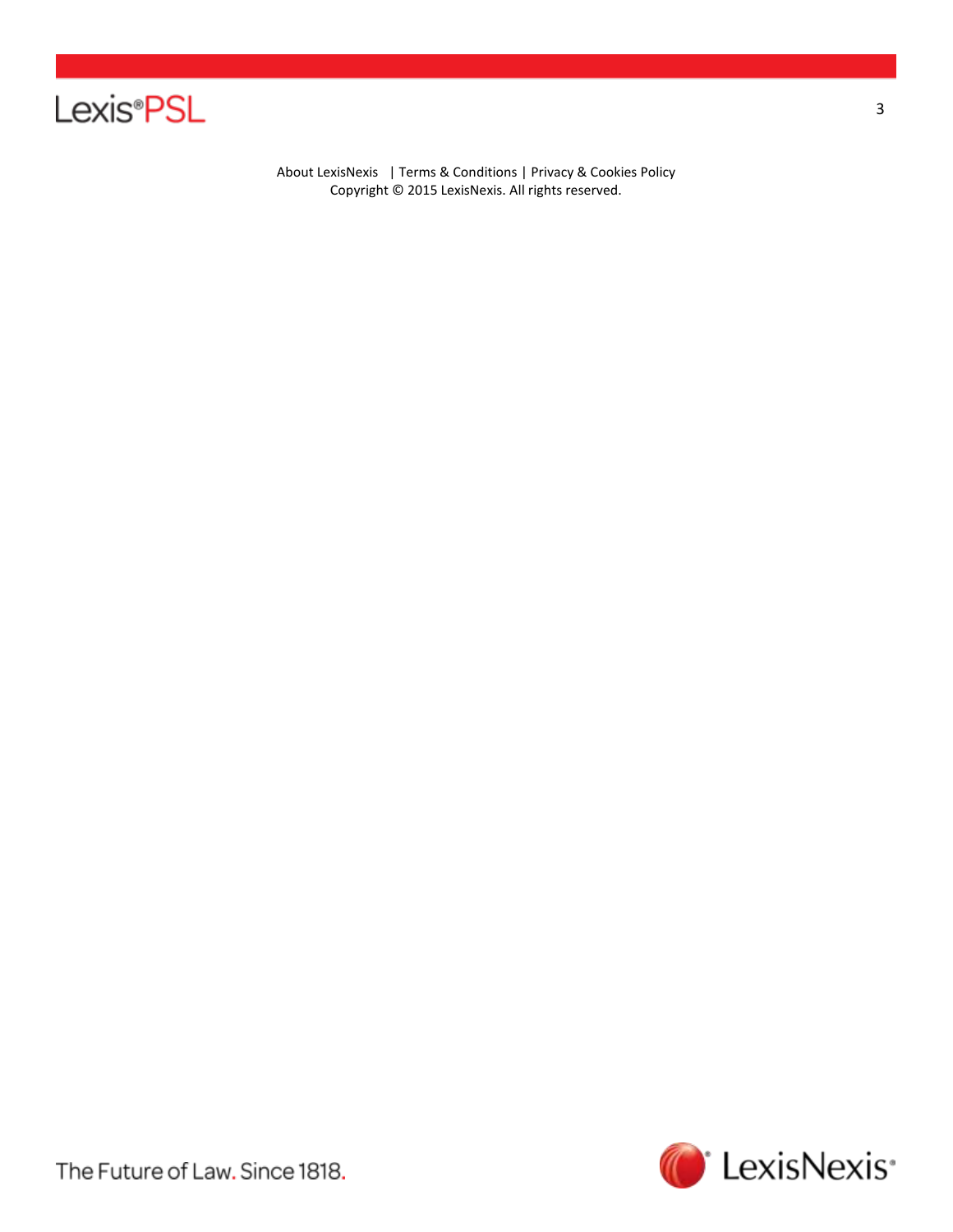About LexisNexis | Terms & Conditions | Privacy & Cookies Policy
Copyright © 2015 LexisNexis. All rights reserved.